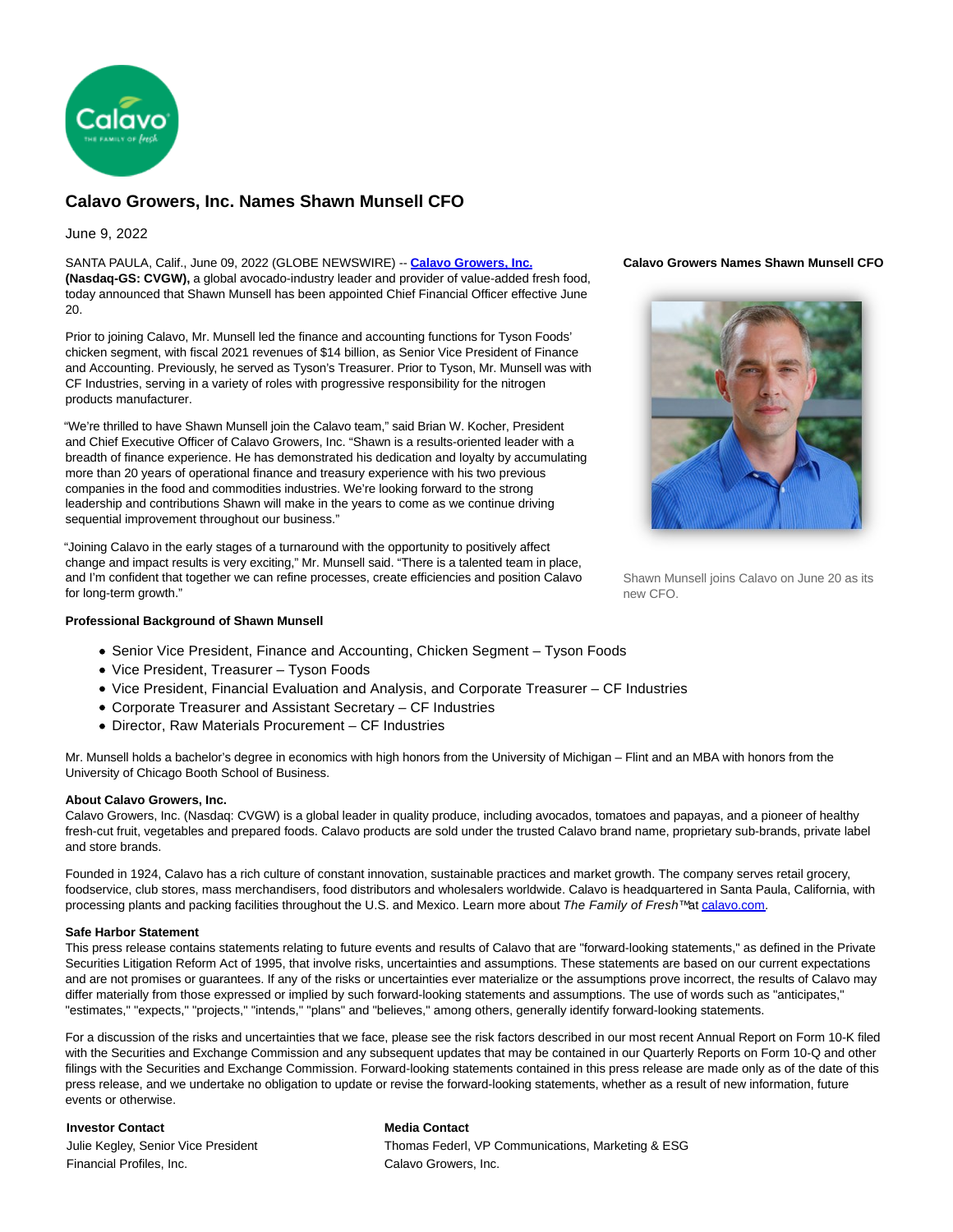# Calavo Growers, Inc. Names Shawn Munsell CFO

June 9, 2022

SANTA PAULA, Calif., June 09, 2022 (GLOBE NEWSWIRE) -- **Calavo Growers, Inc. (Nasdaq-GS: CVGW),** a global avocado-industry leader and provider of value-added fresh food, today announced that Shawn Munsell has been appointed Chief Financial Officer effective June 20.

Prior to joining Calavo, Mr. Munsell led the finance and accounting functions for Tyson Foods' chicken segment, with fiscal 2021 revenues of $14 billion, as Senior Vice President of Finance and Accounting. Previously, he served as Tyson's Treasurer. Prior to Tyson, Mr. Munsell was with CF Industries, serving in a variety of roles with progressive responsibility for the nitrogen products manufacturer.

"We're thrilled to have Shawn Munsell join the Calavo team," said Brian W. Kocher, President and Chief Executive Officer of Calavo Growers, Inc. "Shawn is a results-oriented leader with a breadth of finance experience. He has demonstrated his dedication and loyalty by accumulating more than 20 years of operational finance and treasury experience with his two previous companies in the food and commodities industries. We're looking forward to the strong leadership and contributions Shawn will make in the years to come as we continue driving sequential improvement throughout our business."

"Joining Calavo in the early stages of a turnaround with the opportunity to positively affect change and impact results is very exciting," Mr. Munsell said. "There is a talented team in place, and I'm confident that together we can refine processes, create efficiencies and position Calavo for long-term growth."

**Calavo Growers Names Shawn Munsell CFO**

Shawn Munsell joins Calavo on June 20 as its new CFO.

**Professional Background of Shawn Munsell**

- Senior Vice President, Finance and Accounting, Chicken Segment – Tyson Foods
- Vice President, Treasurer – Tyson Foods
- Vice President, Financial Evaluation and Analysis, and Corporate Treasurer – CF Industries
- Corporate Treasurer and Assistant Secretary – CF Industries
- Director, Raw Materials Procurement – CF Industries

Mr. Munsell holds a bachelor's degree in economics with high honors from the University of Michigan – Flint and an MBA with honors from the University of Chicago Booth School of Business.

**About Calavo Growers, Inc.**

Calavo Growers, Inc. (Nasdaq: CVGW) is a global leader in quality produce, including avocados, tomatoes and papayas, and a pioneer of healthy fresh-cut fruit, vegetables and prepared foods. Calavo products are sold under the trusted Calavo brand name, proprietary sub-brands, private label and store brands.

Founded in 1924, Calavo has a rich culture of constant innovation, sustainable practices and market growth. The company serves retail grocery, foodservice, club stores, mass merchandisers, food distributors and wholesalers worldwide. Calavo is headquartered in Santa Paula, California, with processing plants and packing facilities throughout the U.S. and Mexico. Learn more about *The Family of Fresh*™ at calavo.com.

**Safe Harbor Statement**

This press release contains statements relating to future events and results of Calavo that are "forward-looking statements," as defined in the Private Securities Litigation Reform Act of 1995, that involve risks, uncertainties and assumptions. These statements are based on our current expectations and are not promises or guarantees. If any of the risks or uncertainties ever materialize or the assumptions prove incorrect, the results of Calavo may differ materially from those expressed or implied by such forward-looking statements and assumptions. The use of words such as "anticipates," "estimates," "expects," "projects," "intends," "plans" and "believes," among others, generally identify forward-looking statements.

For a discussion of the risks and uncertainties that we face, please see the risk factors described in our most recent Annual Report on Form 10-K filed with the Securities and Exchange Commission and any subsequent updates that may be contained in our Quarterly Reports on Form 10-Q and other filings with the Securities and Exchange Commission. Forward-looking statements contained in this press release are made only as of the date of this press release, and we undertake no obligation to update or revise the forward-looking statements, whether as a result of new information, future events or otherwise.

**Investor Contact**
Julie Kegley, Senior Vice President
Financial Profiles, Inc.

**Media Contact**
Thomas Federl, VP Communications, Marketing & ESG
Calavo Growers, Inc.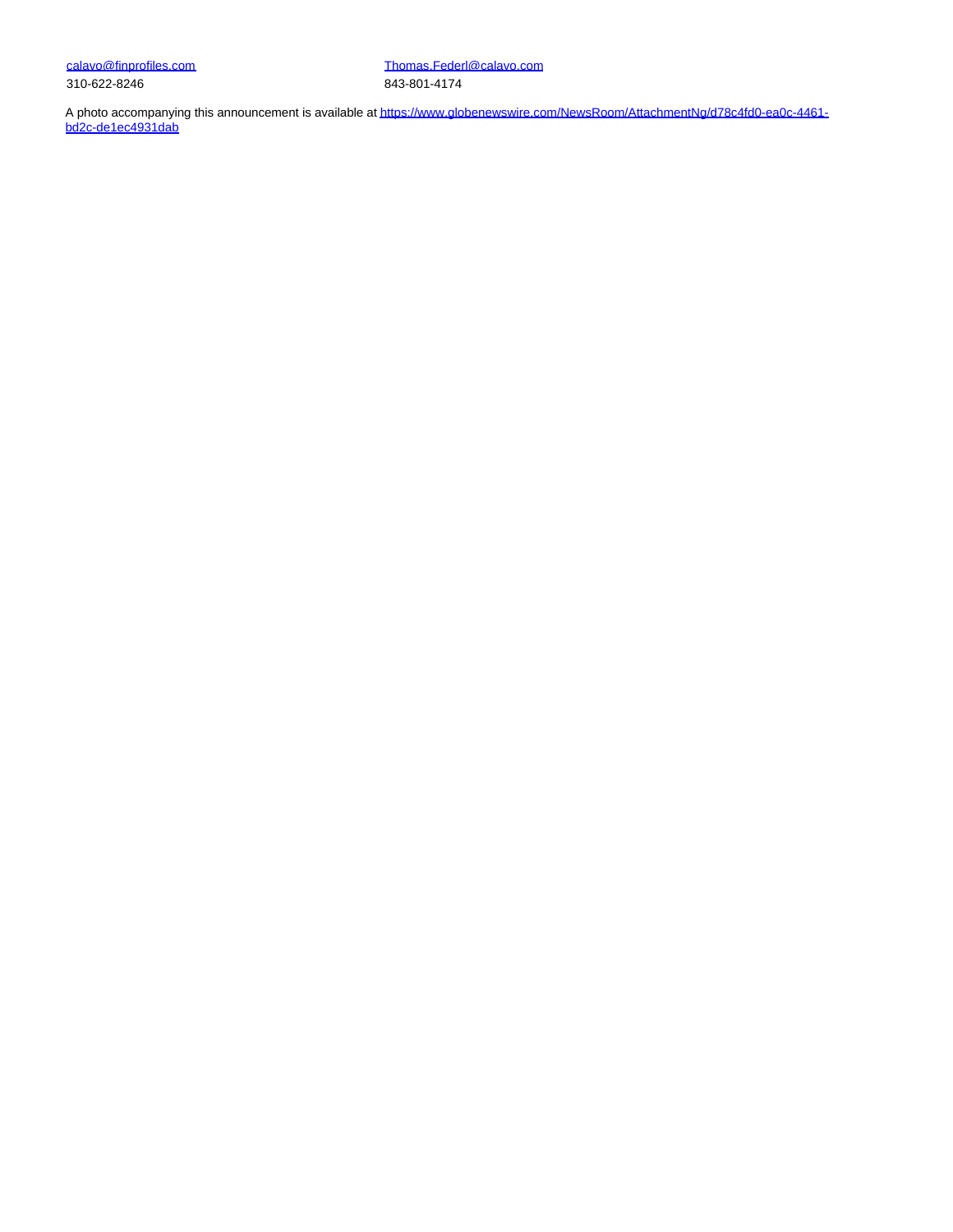calavo@finprofiles.com
310-622-8246

Thomas.Federl@calavo.com
843-801-4174

A photo accompanying this announcement is available at https://www.globenewswire.com/NewsRoom/AttachmentNg/d78c4fd0-ea0c-4461-bd2c-de1ec4931dab